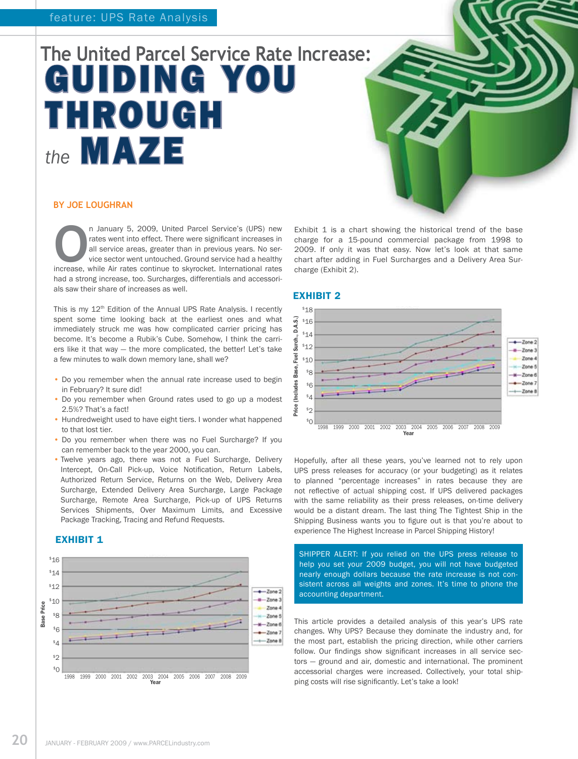feature: UPS Rate Analysis

# The United Parcel Service Rate Increase: GUIDING YOU THROUGH *the* MAZE

**BY JOE LOUGHRAN**

On January 5, 2009, United Parcel Service's (UPS) new rates went into effect. There were significant increases in all service areas, greater than in previous years. No service sector went untouched. Ground service had a healthy increase, while Air rates continue to skyrocket. International rates had a strong increase, too. Surcharges, differentials and accessorials saw their share of increases as well.

This is my 12th Edition of the Annual UPS Rate Analysis. I recently spent some time looking back at the earliest ones and what immediately struck me was how complicated carrier pricing has become. It's become a Rubik's Cube. Somehow, I think the carriers like it that way — the more complicated, the better! Let's take a few minutes to walk down memory lane, shall we?

- Do you remember when the annual rate increase used to begin in February? It sure did!
- Do you remember when Ground rates used to go up a modest 2.5%? That's a fact!
- Hundredweight used to have eight tiers. I wonder what happened to that lost tier.
- Do you remember when there was no Fuel Surcharge? If you can remember back to the year 2000, you can.
- Twelve years ago, there was not a Fuel Surcharge, Delivery Intercept, On-Call Pick-up, Voice Notification, Return Labels, Authorized Return Service, Returns on the Web, Delivery Area Surcharge, Extended Delivery Area Surcharge, Large Package Surcharge, Remote Area Surcharge, Pick-up of UPS Returns Services Shipments, Over Maximum Limits, and Excessive Package Tracking, Tracing and Refund Requests.

## EXHIBIT 1

Base Price, Zones 2–8, 1998–2009 (chart)

Exhibit 1 is a chart showing the historical trend of the base charge for a 15-pound commercial package from 1998 to 2009. If only it was that easy. Now let's look at that same chart after adding in Fuel Surcharges and a Delivery Area Surcharge (Exhibit 2).

## EXHIBIT 2

Price (Includes Base, Fuel Surch., D.A.S.), Zones 2–8, 1998–2009 (chart)

Hopefully, after all these years, you've learned not to rely upon UPS press releases for accuracy (or your budgeting) as it relates to planned "percentage increases" in rates because they are not reflective of actual shipping cost. If UPS delivered packages with the same reliability as their press releases, on-time delivery would be a distant dream. The last thing The Tightest Ship in the Shipping Business wants you to figure out is that you're about to experience The Highest Increase in Parcel Shipping History!

> SHIPPER ALERT: If you relied on the UPS press release to help you set your 2009 budget, you will not have budgeted nearly enough dollars because the rate increase is not consistent across all weights and zones. It's time to phone the accounting department.

This article provides a detailed analysis of this year's UPS rate changes. Why UPS? Because they dominate the industry and, for the most part, establish the pricing direction, while other carriers follow. Our findings show significant increases in all service sectors — ground and air, domestic and international. The prominent accessorial charges were increased. Collectively, your total shipping costs will rise significantly. Let's take a look!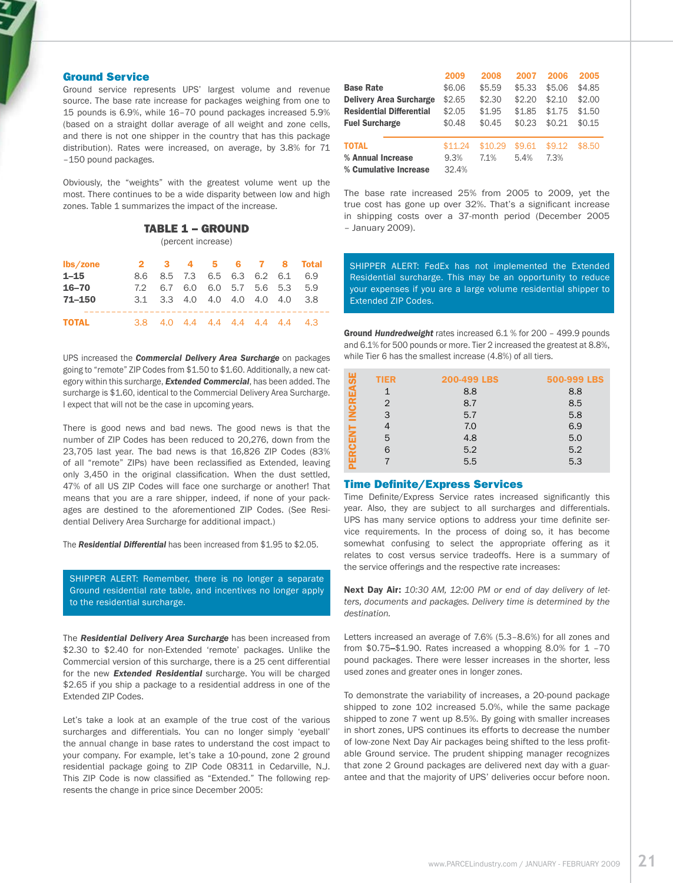## Ground Service

Ground service represents UPS' largest volume and revenue source. The base rate increase for packages weighing from one to 15 pounds is 6.9%, while 16–70 pound packages increased 5.9% (based on a straight dollar average of all weight and zone cells, and there is not one shipper in the country that has this package distribution). Rates were increased, on average, by 3.8% for 71 –150 pound packages.

Obviously, the "weights" with the greatest volume went up the most. There continues to be a wide disparity between low and high zones. Table 1 summarizes the impact of the increase.

### TABLE 1 – GROUND

(percent increase)

| lbs/zone | 2 | 3 | 4 | 5 | 6 | 7 | 8 | Total |
|---|---|---|---|---|---|---|---|---|
| 1–15 | 8.6 | 8.5 | 7.3 | 6.5 | 6.3 | 6.2 | 6.1 | 6.9 |
| 16–70 | 7.2 | 6.7 | 6.0 | 6.0 | 5.7 | 5.6 | 5.3 | 5.9 |
| 71–150 | 3.1 | 3.3 | 4.0 | 4.0 | 4.0 | 4.0 | 4.0 | 3.8 |
| TOTAL | 3.8 | 4.0 | 4.4 | 4.4 | 4.4 | 4.4 | 4.4 | 4.3 |

UPS increased the ***Commercial Delivery Area Surcharge*** on packages going to "remote" ZIP Codes from $1.50 to $1.60. Additionally, a new category within this surcharge, ***Extended Commercial***, has been added. The surcharge is $1.60, identical to the Commercial Delivery Area Surcharge. I expect that will not be the case in upcoming years.

There is good news and bad news. The good news is that the number of ZIP Codes has been reduced to 20,276, down from the 23,705 last year. The bad news is that 16,826 ZIP Codes (83% of all "remote" ZIPs) have been reclassified as Extended, leaving only 3,450 in the original classification. When the dust settled, 47% of all US ZIP Codes will face one surcharge or another! That means that you are a rare shipper, indeed, if none of your packages are destined to the aforementioned ZIP Codes. (See Residential Delivery Area Surcharge for additional impact.)

The ***Residential Differential*** has been increased from $1.95 to $2.05.

> SHIPPER ALERT: Remember, there is no longer a separate Ground residential rate table, and incentives no longer apply to the residential surcharge.

The ***Residential Delivery Area Surcharge*** has been increased from $2.30 to $2.40 for non-Extended 'remote' packages. Unlike the Commercial version of this surcharge, there is a 25 cent differential for the new ***Extended Residential*** surcharge. You will be charged $2.65 if you ship a package to a residential address in one of the Extended ZIP Codes.

Let's take a look at an example of the true cost of the various surcharges and differentials. You can no longer simply 'eyeball' the annual change in base rates to understand the cost impact to your company. For example, let's take a 10-pound, zone 2 ground residential package going to ZIP Code 08311 in Cedarville, N.J. This ZIP Code is now classified as "Extended." The following represents the change in price since December 2005:

| | 2009 | 2008 | 2007 | 2006 | 2005 |
|---|---|---|---|---|---|
| **Base Rate** | $6.06 | $5.59 | $5.33 | $5.06 | $4.85 |
| **Delivery Area Surcharge** | $2.65 | $2.30 | $2.20 | $2.10 | $2.00 |
| **Residential Differential** | $2.05 | $1.95 | $1.85 | $1.75 | $1.50 |
| **Fuel Surcharge** | $0.48 | $0.45 | $0.23 | $0.21 | $0.15 |
| **TOTAL** | $11.24 | $10.29 | $9.61 | $9.12 | $8.50 |
| **% Annual Increase** | 9.3% | 7.1% | 5.4% | 7.3% | |
| **% Cumulative Increase** | 32.4% | | | | |

The base rate increased 25% from 2005 to 2009, yet the true cost has gone up over 32%. That's a significant increase in shipping costs over a 37-month period (December 2005 – January 2009).

> SHIPPER ALERT: FedEx has not implemented the Extended Residential surcharge. This may be an opportunity to reduce your expenses if you are a large volume residential shipper to Extended ZIP Codes.

**Ground *Hundredweight*** rates increased 6.1 % for 200 – 499.9 pounds and 6.1% for 500 pounds or more. Tier 2 increased the greatest at 8.8%, while Tier 6 has the smallest increase (4.8%) of all tiers.

PERCENT INCREASE

| TIER | 200-499 LBS | 500-999 LBS |
|---|---|---|
| 1 | 8.8 | 8.8 |
| 2 | 8.7 | 8.5 |
| 3 | 5.7 | 5.8 |
| 4 | 7.0 | 6.9 |
| 5 | 4.8 | 5.0 |
| 6 | 5.2 | 5.2 |
| 7 | 5.5 | 5.3 |

## Time Definite/Express Services

Time Definite/Express Service rates increased significantly this year. Also, they are subject to all surcharges and differentials. UPS has many service options to address your time definite service requirements. In the process of doing so, it has become somewhat confusing to select the appropriate offering as it relates to cost versus service tradeoffs. Here is a summary of the service offerings and the respective rate increases:

**Next Day Air:** *10:30 AM, 12:00 PM or end of day delivery of letters, documents and packages. Delivery time is determined by the destination.*

Letters increased an average of 7.6% (5.3–8.6%) for all zones and from $0.75–$1.90. Rates increased a whopping 8.0% for 1 –70 pound packages. There were lesser increases in the shorter, less used zones and greater ones in longer zones.

To demonstrate the variability of increases, a 20-pound package shipped to zone 102 increased 5.0%, while the same package shipped to zone 7 went up 8.5%. By going with smaller increases in short zones, UPS continues its efforts to decrease the number of low-zone Next Day Air packages being shifted to the less profitable Ground service. The prudent shipping manager recognizes that zone 2 Ground packages are delivered next day with a guarantee and that the majority of UPS' deliveries occur before noon.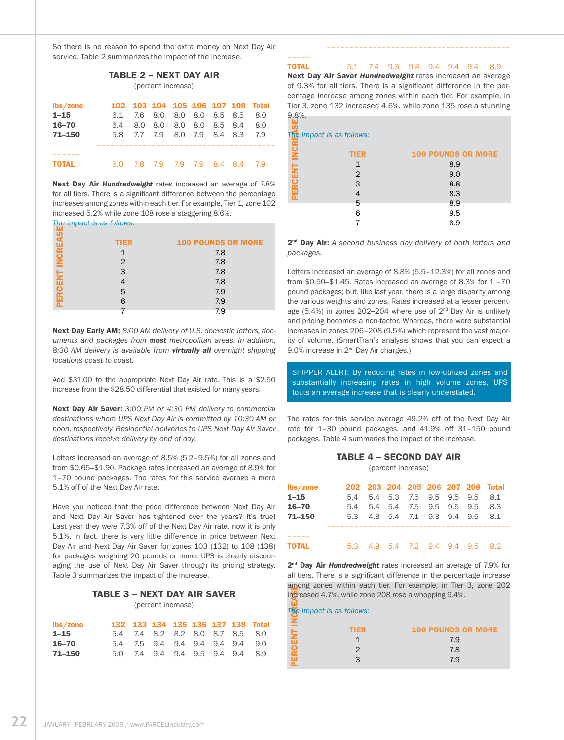So there is no reason to spend the extra money on Next Day Air service. Table 2 summarizes the impact of the increase.

### TABLE 2 – NEXT DAY AIR

(percent increase)

| lbs/zone | 102 | 103 | 104 | 105 | 106 | 107 | 108 | Total |
|---|---|---|---|---|---|---|---|---|
| **1–15** | 6.1 | 7.6 | 8.0 | 8.0 | 8.0 | 8.5 | 8.5 | 8.0 |
| **16–70** | 6.4 | 8.0 | 8.0 | 8.0 | 8.0 | 8.5 | 8.4 | 8.0 |
| **71–150** | 5.8 | 7.7 | 7.9 | 8.0 | 7.9 | 8.4 | 8.3 | 7.9 |
| **TOTAL** | 6.0 | 7.8 | 7.9 | 7.9 | 7.9 | 8.4 | 8.4 | 7.9 |

**Next Day Air *Hundredweight*** rates increased an average of 7.8% for all tiers. There is a significant difference between the percentage increases among zones within each tier. For example, Tier 1, zone 102 increased 5.2% while zone 108 rose a staggering 8.6%.

*The impact is as follows:*

PERCENT INCREASE

| TIER | 100 POUNDS OR MORE |
|---|---|
| 1 | 7.8 |
| 2 | 7.8 |
| 3 | 7.8 |
| 4 | 7.8 |
| 5 | 7.9 |
| 6 | 7.9 |
| 7 | 7.9 |

**Next Day Early AM:** *8:00 AM delivery of U.S. domestic letters, documents and packages from* ***most*** *metropolitan areas. In addition, 8:30 AM delivery is available from* ***virtually all*** *overnight shipping locations coast to coast.*

Add $31.00 to the appropriate Next Day Air rate. This is a $2.50 increase from the $28.50 differential that existed for many years.

**Next Day Air Saver:** *3:00 PM or 4:30 PM delivery to commercial destinations where UPS Next Day Air is committed by 10:30 AM or noon, respectively. Residential deliveries to UPS Next Day Air Saver destinations receive delivery by end of day.*

Letters increased an average of 8.5% (5.2–9.5%) for all zones and from $0.65–$1.90. Package rates increased an average of 8.9% for 1–70 pound packages. The rates for this service average a mere 5.1% off of the Next Day Air rate.

Have you noticed that the price difference between Next Day Air and Next Day Air Saver has tightened over the years? It's true! Last year they were 7.3% off of the Next Day Air rate, now it is only 5.1%. In fact, there is very little difference in price between Next Day Air and Next Day Air Saver for zones 103 (132) to 108 (138) for packages weighing 20 pounds or more. UPS is clearly discouraging the use of Next Day Air Saver through its pricing strategy. Table 3 summarizes the impact of the increase.

### TABLE 3 – NEXT DAY AIR SAVER

(percent increase)

| lbs/zone | 132 | 133 | 134 | 135 | 136 | 137 | 138 | Total |
|---|---|---|---|---|---|---|---|---|
| **1–15** | 5.4 | 7.4 | 8.2 | 8.2 | 8.0 | 8.7 | 8.5 | 8.0 |
| **16–70** | 5.4 | 7.5 | 9.4 | 9.4 | 9.4 | 9.4 | 9.4 | 9.0 |
| **71–150** | 5.0 | 7.4 | 9.4 | 9.4 | 9.5 | 9.4 | 9.4 | 8.9 |
| **TOTAL** | 5.1 | 7.4 | 9.3 | 9.4 | 9.4 | 9.4 | 9.4 | 8.9 |

**Next Day Air Saver *Hundredweight*** rates increased an average of 9.3% for all tiers. There is a significant difference in the percentage increase among zones within each tier. For example, in Tier 3, zone 132 increased 4.6%, while zone 135 rose a stunning 9.8%.

*The impact is as follows:*

PERCENT INCREASE

| TIER | 100 POUNDS OR MORE |
|---|---|
| 1 | 8.9 |
| 2 | 9.0 |
| 3 | 8.8 |
| 4 | 8.3 |
| 5 | 8.9 |
| 6 | 9.5 |
| 7 | 8.9 |

**2nd Day Air:** *A second business day delivery of both letters and packages.*

Letters increased an average of 8.8% (5.5–12.3%) for all zones and from $0.50–$1.45. Rates increased an average of 8.3% for 1 –70 pound packages; but, like last year, there is a large disparity among the various weights and zones. Rates increased at a lesser percentage (5.4%) in zones 202–204 where use of 2nd Day Air is unlikely and pricing becomes a non-factor. Whereas, there were substantial increases in zones 206–208 (9.5%) which represent the vast majority of volume. (SmartTran's analysis shows that you can expect a 9.0% increase in 2nd Day Air charges.)

> SHIPPER ALERT: By reducing rates in low-utilized zones and substantially increasing rates in high volume zones, UPS touts an average increase that is clearly understated.

The rates for this service average 49.2% off of the Next Day Air rate for 1–30 pound packages, and 41.9% off 31–150 pound packages. Table 4 summarizes the impact of the increase.

### TABLE 4 – SECOND DAY AIR

(percent increase)

| lbs/zone | 202 | 203 | 204 | 205 | 206 | 207 | 208 | Total |
|---|---|---|---|---|---|---|---|---|
| **1–15** | 5.4 | 5.4 | 5.3 | 7.5 | 9.5 | 9.5 | 9.5 | 8.1 |
| **16–70** | 5.4 | 5.4 | 5.4 | 7.5 | 9.5 | 9.5 | 9.5 | 8.3 |
| **71–150** | 5.3 | 4.8 | 5.4 | 7.1 | 9.3 | 9.4 | 9.5 | 8.1 |
| **TOTAL** | 5.3 | 4.9 | 5.4 | 7.2 | 9.4 | 9.4 | 9.5 | 8.2 |

**2nd Day Air *Hundredweight*** rates increased an average of 7.9% for all tiers. There is a significant difference in the percentage increase among zones within each tier. For example, in Tier 3, zone 202 increased 4.7%, while zone 208 rose a whopping 9.4%.

*The impact is as follows:*

PERCENT INCREASE

| TIER | 100 POUNDS OR MORE |
|---|---|
| 1 | 7.9 |
| 2 | 7.8 |
| 3 | 7.9 |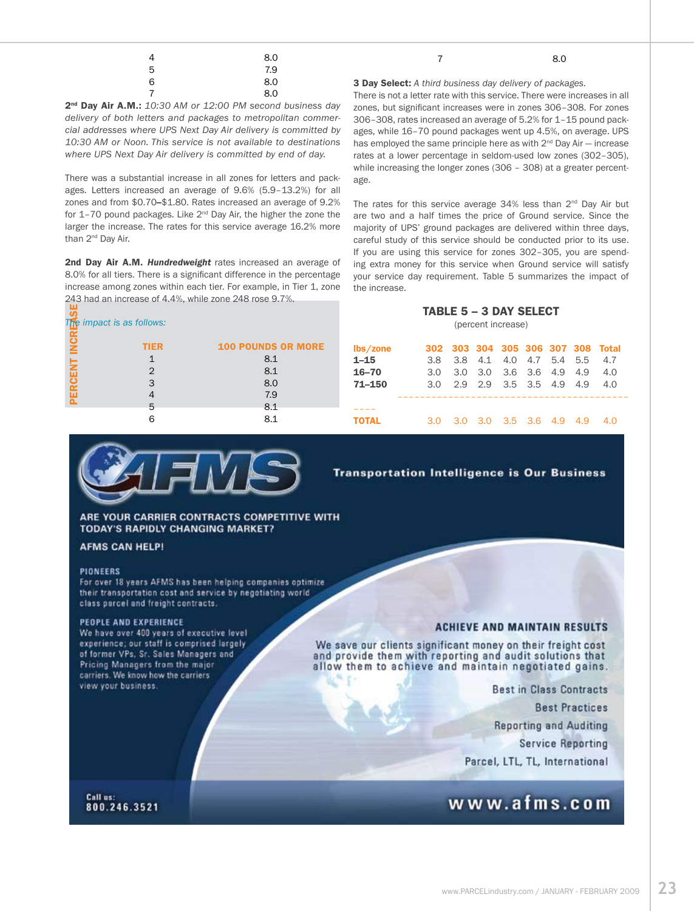| | |
|---|---|
| 4 | 8.0 |
| 5 | 7.9 |
| 6 | 8.0 |
| 7 | 8.0 |

**2nd Day Air A.M.:** *10:30 AM or 12:00 PM second business day delivery of both letters and packages to metropolitan commercial addresses where UPS Next Day Air delivery is committed by 10:30 AM or Noon. This service is not available to destinations where UPS Next Day Air delivery is committed by end of day.*

There was a substantial increase in all zones for letters and packages. Letters increased an average of 9.6% (5.9–13.2%) for all zones and from $0.70–$1.80. Rates increased an average of 9.2% for 1–70 pound packages. Like 2nd Day Air, the higher the zone the larger the increase. The rates for this service average 16.2% more than 2nd Day Air.

**2nd Day Air A.M. *Hundredweight*** rates increased an average of 8.0% for all tiers. There is a significant difference in the percentage increase among zones within each tier. For example, in Tier 1, zone 243 had an increase of 4.4%, while zone 248 rose 9.7%.

*The impact is as follows:*

PERCENT INCREASE

| TIER | 100 POUNDS OR MORE |
|---|---|
| 1 | 8.1 |
| 2 | 8.1 |
| 3 | 8.0 |
| 4 | 7.9 |
| 5 | 8.1 |
| 6 | 8.1 |
| 7 | 8.0 |

**3 Day Select:** *A third business day delivery of packages.* There is not a letter rate with this service. There were increases in all zones, but significant increases were in zones 306–308. For zones 306–308, rates increased an average of 5.2% for 1–15 pound packages, while 16–70 pound packages went up 4.5%, on average. UPS has employed the same principle here as with 2nd Day Air — increase rates at a lower percentage in seldom-used low zones (302–305), while increasing the longer zones (306 – 308) at a greater percentage.

The rates for this service average 34% less than 2nd Day Air but are two and a half times the price of Ground service. Since the majority of UPS' ground packages are delivered within three days, careful study of this service should be conducted prior to its use. If you are using this service for zones 302–305, you are spending extra money for this service when Ground service will satisfy your service day requirement. Table 5 summarizes the impact of the increase.

### TABLE 5 – 3 DAY SELECT

(percent increase)

| lbs/zone | 302 | 303 | 304 | 305 | 306 | 307 | 308 | Total |
|---|---|---|---|---|---|---|---|---|
| **1–15** | 3.8 | 3.8 | 4.1 | 4.0 | 4.7 | 5.4 | 5.5 | 4.7 |
| **16–70** | 3.0 | 3.0 | 3.0 | 3.6 | 3.6 | 4.9 | 4.9 | 4.0 |
| **71–150** | 3.0 | 2.9 | 2.9 | 3.5 | 3.5 | 4.9 | 4.9 | 4.0 |
| **TOTAL** | 3.0 | 3.0 | 3.0 | 3.5 | 3.6 | 4.9 | 4.9 | 4.0 |

AFMS — Transportation Intelligence is Our Business

ARE YOUR CARRIER CONTRACTS COMPETITIVE WITH TODAY'S RAPIDLY CHANGING MARKET?

AFMS CAN HELP!

PIONEERS
For over 18 years AFMS has been helping companies optimize their transportation cost and service by negotiating world class parcel and freight contracts.

PEOPLE AND EXPERIENCE
We have over 400 years of executive level experience; our staff is comprised largely of former VPs, Sr. Sales Managers and Pricing Managers from the major carriers. We know how the carriers view your business.

ACHIEVE AND MAINTAIN RESULTS
We save our clients significant money on their freight cost and provide them with reporting and audit solutions that allow them to achieve and maintain negotiated gains.

Best in Class Contracts
Best Practices
Reporting and Auditing
Service Reporting
Parcel, LTL, TL, International

Call us:
800.246.3521

www.afms.com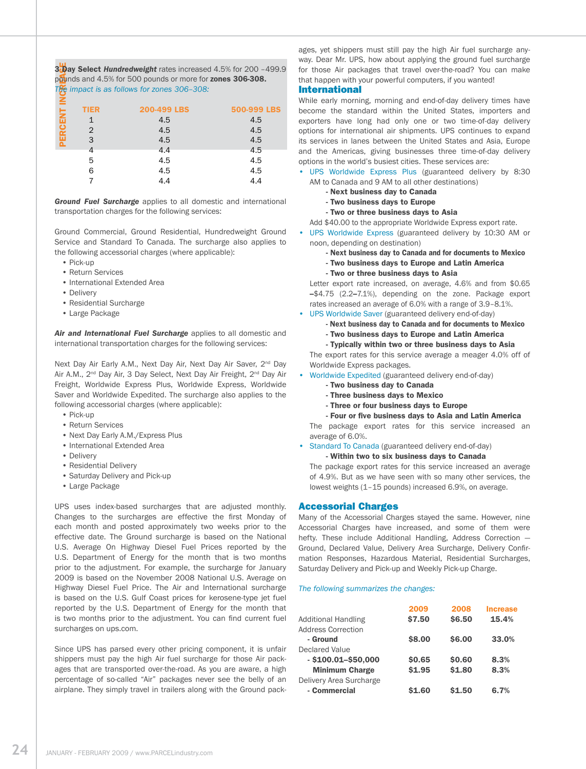**3 Day Select *Hundredweight*** rates increased 4.5% for 200 –499.9 pounds and 4.5% for 500 pounds or more for **zones 306-308.**

*The impact is as follows for zones 306–308:*

PERCENT INCREASE

| TIER | 200-499 LBS | 500-999 LBS |
|---|---|---|
| 1 | 4.5 | 4.5 |
| 2 | 4.5 | 4.5 |
| 3 | 4.5 | 4.5 |
| 4 | 4.4 | 4.5 |
| 5 | 4.5 | 4.5 |
| 6 | 4.5 | 4.5 |
| 7 | 4.4 | 4.4 |

***Ground Fuel Surcharge*** applies to all domestic and international transportation charges for the following services:

Ground Commercial, Ground Residential, Hundredweight Ground Service and Standard To Canada. The surcharge also applies to the following accessorial charges (where applicable):

- Pick-up
- Return Services
- International Extended Area
- Delivery
- Residential Surcharge
- Large Package

***Air and International Fuel Surcharge*** applies to all domestic and international transportation charges for the following services:

Next Day Air Early A.M., Next Day Air, Next Day Air Saver, 2nd Day Air A.M., 2nd Day Air, 3 Day Select, Next Day Air Freight, 2nd Day Air Freight, Worldwide Express Plus, Worldwide Express, Worldwide Saver and Worldwide Expedited. The surcharge also applies to the following accessorial charges (where applicable):

- Pick-up
- Return Services
- Next Day Early A.M./Express Plus
- International Extended Area
- Delivery
- Residential Delivery
- Saturday Delivery and Pick-up
- Large Package

UPS uses index-based surcharges that are adjusted monthly. Changes to the surcharges are effective the first Monday of each month and posted approximately two weeks prior to the effective date. The Ground surcharge is based on the National U.S. Average On Highway Diesel Fuel Prices reported by the U.S. Department of Energy for the month that is two months prior to the adjustment. For example, the surcharge for January 2009 is based on the November 2008 National U.S. Average on Highway Diesel Fuel Price. The Air and International surcharge is based on the U.S. Gulf Coast prices for kerosene-type jet fuel reported by the U.S. Department of Energy for the month that is two months prior to the adjustment. You can find current fuel surcharges on ups.com.

Since UPS has parsed every other pricing component, it is unfair shippers must pay the high Air fuel surcharge for those Air packages that are transported over-the-road. As you are aware, a high percentage of so-called "Air" packages never see the belly of an airplane. They simply travel in trailers along with the Ground packages, yet shippers must still pay the high Air fuel surcharge anyway. Dear Mr. UPS, how about applying the ground fuel surcharge for those Air packages that travel over-the-road? You can make that happen with your powerful computers, if you wanted!

## International

While early morning, morning and end-of-day delivery times have become the standard within the United States, importers and exporters have long had only one or two time-of-day delivery options for international air shipments. UPS continues to expand its services in lanes between the United States and Asia, Europe and the Americas, giving businesses three time-of-day delivery options in the world's busiest cities. These services are:

- UPS Worldwide Express Plus (guaranteed delivery by 8:30 AM to Canada and 9 AM to all other destinations)
  - **Next business day to Canada**
  - **Two business days to Europe**
  - **Two or three business days to Asia**

  Add $40.00 to the appropriate Worldwide Express export rate.
- UPS Worldwide Express (guaranteed delivery by 10:30 AM or noon, depending on destination)
  - **Next business day to Canada and for documents to Mexico**
  - **Two business days to Europe and Latin America**
  - **Two or three business days to Asia**

  Letter export rate increased, on average, 4.6% and from $0.65 –$4.75 (2.2–7.1%), depending on the zone. Package export rates increased an average of 6.0% with a range of 3.9–8.1%.
- UPS Worldwide Saver (guaranteed delivery end-of-day)
  - **Next business day to Canada and for documents to Mexico**
  - **Two business days to Europe and Latin America**
  - **Typically within two or three business days to Asia**

  The export rates for this service average a meager 4.0% off of Worldwide Express packages.
- Worldwide Expedited (guaranteed delivery end-of-day)
  - **Two business day to Canada**
  - **Three business days to Mexico**
  - **Three or four business days to Europe**
  - **Four or five business days to Asia and Latin America**

  The package export rates for this service increased an average of 6.0%.
- Standard To Canada (guaranteed delivery end-of-day)
  - **Within two to six business days to Canada**

  The package export rates for this service increased an average of 4.9%. But as we have seen with so many other services, the lowest weights (1–15 pounds) increased 6.9%, on average.

## Accessorial Charges

Many of the Accessorial Charges stayed the same. However, nine Accessorial Charges have increased, and some of them were hefty. These include Additional Handling, Address Correction — Ground, Declared Value, Delivery Area Surcharge, Delivery Confirmation Responses, Hazardous Material, Residential Surcharges, Saturday Delivery and Pick-up and Weekly Pick-up Charge.

*The following summarizes the changes:*

| | 2009 | 2008 | Increase |
|---|---|---|---|
| Additional Handling | **$7.50** | **$6.50** | **15.4%** |
| Address Correction | | | |
| **- Ground** | **$8.00** | **$6.00** | **33.0%** |
| Declared Value | | | |
| **- $100.01–$50,000** | **$0.65** | **$0.60** | **8.3%** |
| **Minimum Charge** | **$1.95** | **$1.80** | **8.3%** |
| Delivery Area Surcharge | | | |
| **- Commercial** | **$1.60** | **$1.50** | **6.7%** |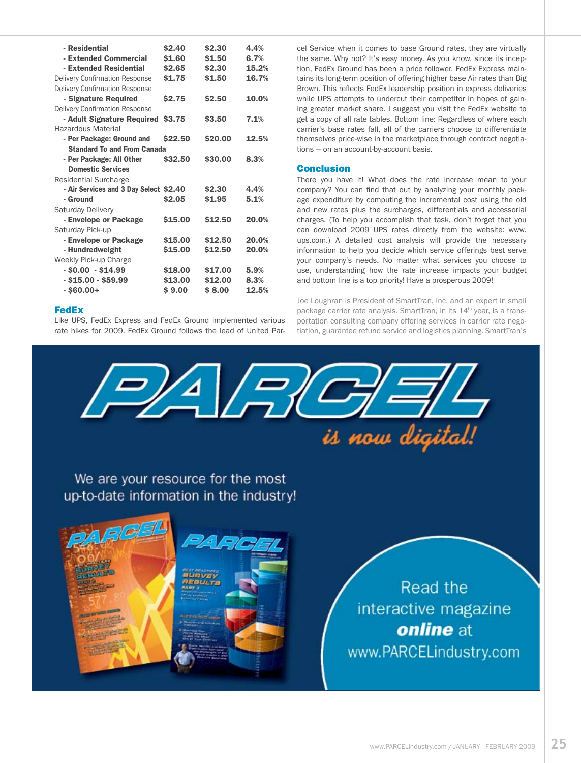| | | | |
|---|---|---|---|
| **- Residential** | **$2.40** | **$2.30** | **4.4%** |
| **- Extended Commercial** | **$1.60** | **$1.50** | **6.7%** |
| **- Extended Residential** | **$2.65** | **$2.30** | **15.2%** |
| Delivery Confirmation Response | **$1.75** | **$1.50** | **16.7%** |
| Delivery Confirmation Response | | | |
| **- Signature Required** | **$2.75** | **$2.50** | **10.0%** |
| Delivery Confirmation Response | | | |
| **- Adult Signature Required** | **$3.75** | **$3.50** | **7.1%** |
| Hazardous Material | | | |
| **- Per Package: Ground and Standard To and From Canada** | **$22.50** | **$20.00** | **12.5%** |
| **- Per Package: All Other Domestic Services** | **$32.50** | **$30.00** | **8.3%** |
| Residential Surcharge | | | |
| **- Air Services and 3 Day Select** | **$2.40** | **$2.30** | **4.4%** |
| **- Ground** | **$2.05** | **$1.95** | **5.1%** |
| Saturday Delivery | | | |
| **- Envelope or Package** | **$15.00** | **$12.50** | **20.0%** |
| Saturday Pick-up | | | |
| **- Envelope or Package** | **$15.00** | **$12.50** | **20.0%** |
| **- Hundredweight** | **$15.00** | **$12.50** | **20.0%** |
| Weekly Pick-up Charge | | | |
| **- $0.00 - $14.99** | **$18.00** | **$17.00** | **5.9%** |
| **- $15.00 - $59.99** | **$13.00** | **$12.00** | **8.3%** |
| **- $60.00+** | **$ 9.00** | **$ 8.00** | **12.5%** |

## FedEx

Like UPS, FedEx Express and FedEx Ground implemented various rate hikes for 2009. FedEx Ground follows the lead of United Parcel Service when it comes to base Ground rates, they are virtually the same. Why not? It's easy money. As you know, since its inception, FedEx Ground has been a price follower. FedEx Express maintains its long-term position of offering higher base Air rates than Big Brown. This reflects FedEx leadership position in express deliveries while UPS attempts to undercut their competitor in hopes of gaining greater market share. I suggest you visit the FedEx website to get a copy of all rate tables. Bottom line: Regardless of where each carrier's base rates fall, all of the carriers choose to differentiate themselves price-wise in the marketplace through contract negotiations — on an account-by-account basis.

## Conclusion

There you have it! What does the rate increase mean to your company? You can find that out by analyzing your monthly package expenditure by computing the incremental cost using the old and new rates plus the surcharges, differentials and accessorial charges. (To help you accomplish that task, don't forget that you can download 2009 UPS rates directly from the website: www.ups.com.) A detailed cost analysis will provide the necessary information to help you decide which service offerings best serve your company's needs. No matter what services you choose to use, understanding how the rate increase impacts your budget and bottom line is a top priority! Have a prosperous 2009!

Joe Loughran is President of SmartTran, Inc. and an expert in small package carrier rate analysis. SmartTran, in its 14th year, is a transportation consulting company offering services in carrier rate negotiation, guarantee refund service and logistics planning. SmartTran's

PARCEL *is now digital!*

We are your resource for the most up-to-date information in the industry!

Read the interactive magazine ***online*** at www.PARCELindustry.com